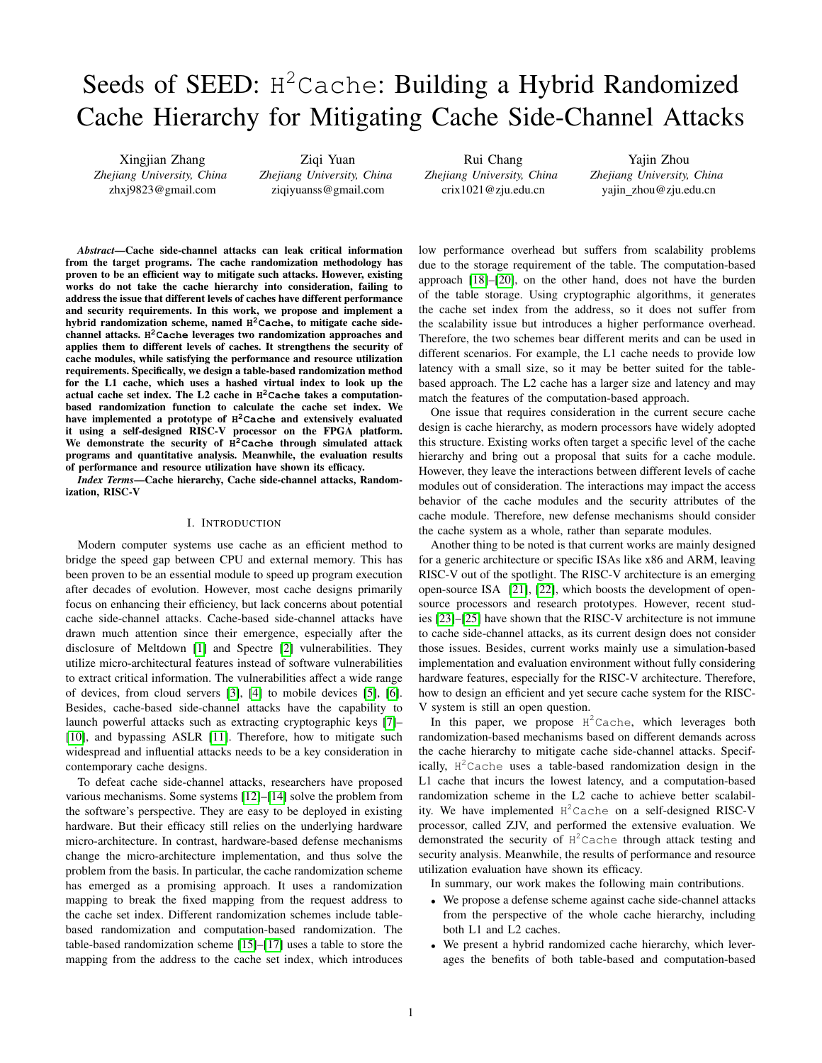# Seeds of SEED: $\texttt{H}^2\texttt{Cache}$: Building a Hybrid Randomized Cache Hierarchy for Mitigating Cache Side-Channel Attacks

Xingjian Zhang
*Zhejiang University, China*
zhxj9823@gmail.com

Ziqi Yuan
*Zhejiang University, China*
ziqiyuanss@gmail.com

Rui Chang
*Zhejiang University, China*
crix1021@zju.edu.cn

Yajin Zhou
*Zhejiang University, China*
yajin_zhou@zju.edu.cn

***Abstract*—Cache side-channel attacks can leak critical information from the target programs. The cache randomization methodology has proven to be an efficient way to mitigate such attacks. However, existing works do not take the cache hierarchy into consideration, failing to address the issue that different levels of caches have different performance and security requirements. In this work, we propose and implement a hybrid randomization scheme, named $\texttt{H}^2\texttt{Cache}$, to mitigate cache side-channel attacks. $\texttt{H}^2\texttt{Cache}$ leverages two randomization approaches and applies them to different levels of caches. It strengthens the security of cache modules, while satisfying the performance and resource utilization requirements. Specifically, we design a table-based randomization method for the L1 cache, which uses a hashed virtual index to look up the actual cache set index. The L2 cache in $\texttt{H}^2\texttt{Cache}$ takes a computation-based randomization function to calculate the cache set index. We have implemented a prototype of $\texttt{H}^2\texttt{Cache}$ and extensively evaluated it using a self-designed RISC-V processor on the FPGA platform. We demonstrate the security of $\texttt{H}^2\texttt{Cache}$ through simulated attack programs and quantitative analysis. Meanwhile, the evaluation results of performance and resource utilization have shown its efficacy.**

***Index Terms*—Cache hierarchy, Cache side-channel attacks, Randomization, RISC-V**

## I. Introduction

Modern computer systems use cache as an efficient method to bridge the speed gap between CPU and external memory. This has been proven to be an essential module to speed up program execution after decades of evolution. However, most cache designs primarily focus on enhancing their efficiency, but lack concerns about potential cache side-channel attacks. Cache-based side-channel attacks have drawn much attention since their emergence, especially after the disclosure of Meltdown [1] and Spectre [2] vulnerabilities. They utilize micro-architectural features instead of software vulnerabilities to extract critical information. The vulnerabilities affect a wide range of devices, from cloud servers [3], [4] to mobile devices [5], [6]. Besides, cache-based side-channel attacks have the capability to launch powerful attacks such as extracting cryptographic keys [7]–[10], and bypassing ASLR [11]. Therefore, how to mitigate such widespread and influential attacks needs to be a key consideration in contemporary cache designs.

To defeat cache side-channel attacks, researchers have proposed various mechanisms. Some systems [12]–[14] solve the problem from the software's perspective. They are easy to be deployed in existing hardware. But their efficacy still relies on the underlying hardware micro-architecture. In contrast, hardware-based defense mechanisms change the micro-architecture implementation, and thus solve the problem from the basis. In particular, the cache randomization scheme has emerged as a promising approach. It uses a randomization mapping to break the fixed mapping from the request address to the cache set index. Different randomization schemes include table-based randomization and computation-based randomization. The table-based randomization scheme [15]–[17] uses a table to store the mapping from the address to the cache set index, which introduces low performance overhead but suffers from scalability problems due to the storage requirement of the table. The computation-based approach [18]–[20], on the other hand, does not have the burden of the table storage. Using cryptographic algorithms, it generates the cache set index from the address, so it does not suffer from the scalability issue but introduces a higher performance overhead. Therefore, the two schemes bear different merits and can be used in different scenarios. For example, the L1 cache needs to provide low latency with a small size, so it may be better suited for the table-based approach. The L2 cache has a larger size and latency and may match the features of the computation-based approach.

One issue that requires consideration in the current secure cache design is cache hierarchy, as modern processors have widely adopted this structure. Existing works often target a specific level of the cache hierarchy and bring out a proposal that suits for a cache module. However, they leave the interactions between different levels of cache modules out of consideration. The interactions may impact the access behavior of the cache modules and the security attributes of the cache module. Therefore, new defense mechanisms should consider the cache system as a whole, rather than separate modules.

Another thing to be noted is that current works are mainly designed for a generic architecture or specific ISAs like x86 and ARM, leaving RISC-V out of the spotlight. The RISC-V architecture is an emerging open-source ISA [21], [22], which boosts the development of open-source processors and research prototypes. However, recent studies [23]–[25] have shown that the RISC-V architecture is not immune to cache side-channel attacks, as its current design does not consider those issues. Besides, current works mainly use a simulation-based implementation and evaluation environment without fully considering hardware features, especially for the RISC-V architecture. Therefore, how to design an efficient and yet secure cache system for the RISC-V system is still an open question.

In this paper, we propose $\texttt{H}^2\texttt{Cache}$, which leverages both randomization-based mechanisms based on different demands across the cache hierarchy to mitigate cache side-channel attacks. Specifically, $\texttt{H}^2\texttt{Cache}$ uses a table-based randomization design in the L1 cache that incurs the lowest latency, and a computation-based randomization scheme in the L2 cache to achieve better scalability. We have implemented $\texttt{H}^2\texttt{Cache}$ on a self-designed RISC-V processor, called ZJV, and performed the extensive evaluation. We demonstrated the security of $\texttt{H}^2\texttt{Cache}$ through attack testing and security analysis. Meanwhile, the results of performance and resource utilization evaluation have shown its efficacy.

In summary, our work makes the following main contributions.

- We propose a defense scheme against cache side-channel attacks from the perspective of the whole cache hierarchy, including both L1 and L2 caches.
- We present a hybrid randomized cache hierarchy, which leverages the benefits of both table-based and computation-based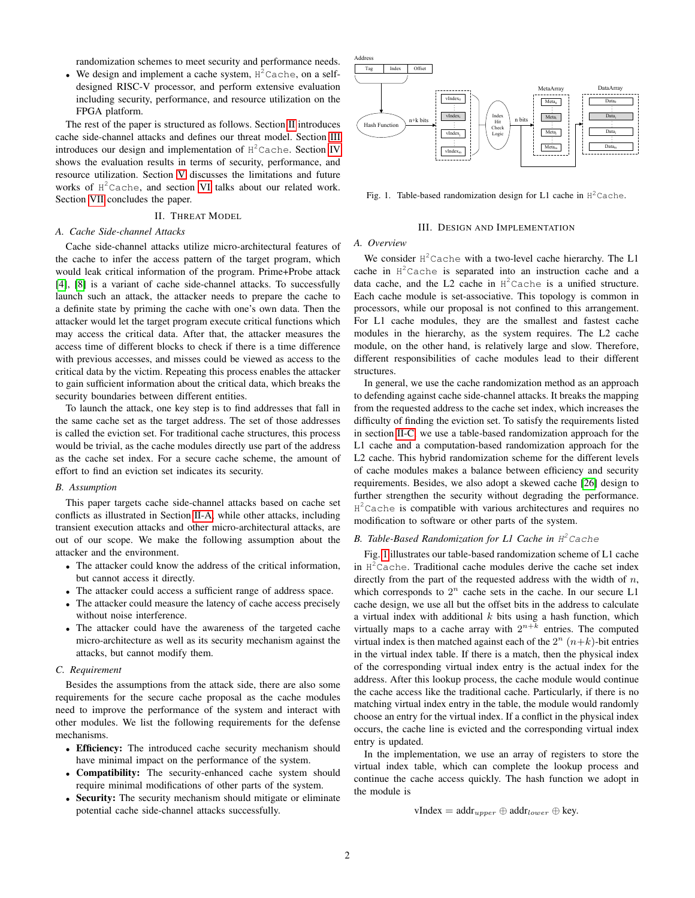randomization schemes to meet security and performance needs.

- We design and implement a cache system, $H^2$Cache, on a self-designed RISC-V processor, and perform extensive evaluation including security, performance, and resource utilization on the FPGA platform.

The rest of the paper is structured as follows. Section II introduces cache side-channel attacks and defines our threat model. Section III introduces our design and implementation of $H^2$Cache. Section IV shows the evaluation results in terms of security, performance, and resource utilization. Section V discusses the limitations and future works of $H^2$Cache, and section VI talks about our related work. Section VII concludes the paper.

## II. Threat Model

### A. Cache Side-channel Attacks

Cache side-channel attacks utilize micro-architectural features of the cache to infer the access pattern of the target program, which would leak critical information of the program. Prime+Probe attack [4], [8] is a variant of cache side-channel attacks. To successfully launch such an attack, the attacker needs to prepare the cache to a definite state by priming the cache with one's own data. Then the attacker would let the target program execute critical functions which may access the critical data. After that, the attacker measures the access time of different blocks to check if there is a time difference with previous accesses, and misses could be viewed as access to the critical data by the victim. Repeating this process enables the attacker to gain sufficient information about the critical data, which breaks the security boundaries between different entities.

To launch the attack, one key step is to find addresses that fall in the same cache set as the target address. The set of those addresses is called the eviction set. For traditional cache structures, this process would be trivial, as the cache modules directly use part of the address as the cache set index. For a secure cache scheme, the amount of effort to find an eviction set indicates its security.

### B. Assumption

This paper targets cache side-channel attacks based on cache set conflicts as illustrated in Section II-A, while other attacks, including transient execution attacks and other micro-architectural attacks, are out of our scope. We make the following assumption about the attacker and the environment.

- The attacker could know the address of the critical information, but cannot access it directly.
- The attacker could access a sufficient range of address space.
- The attacker could measure the latency of cache access precisely without noise interference.
- The attacker could have the awareness of the targeted cache micro-architecture as well as its security mechanism against the attacks, but cannot modify them.

### C. Requirement

Besides the assumptions from the attack side, there are also some requirements for the secure cache proposal as the cache modules need to improve the performance of the system and interact with other modules. We list the following requirements for the defense mechanisms.

- **Efficiency:** The introduced cache security mechanism should have minimal impact on the performance of the system.
- **Compatibility:** The security-enhanced cache system should require minimal modifications of other parts of the system.
- **Security:** The security mechanism should mitigate or eliminate potential cache side-channel attacks successfully.

Fig. 1. Table-based randomization design for L1 cache in $H^2$Cache.

## III. Design and Implementation

### A. Overview

We consider $H^2$Cache with a two-level cache hierarchy. The L1 cache in $H^2$Cache is separated into instruction cache and a data cache, and the L2 cache in $H^2$Cache is a unified structure. Each cache module is set-associative. This topology is common in processors, while our proposal is not confined to this arrangement. For L1 cache modules, they are the smallest and fastest cache modules in the hierarchy, as the system requires. The L2 cache module, on the other hand, is relatively large and slow. Therefore, different responsibilities of cache modules lead to their different structures.

In general, we use the cache randomization method as an approach to defending against cache side-channel attacks. It breaks the mapping from the requested address to the cache set index, which increases the difficulty of finding the eviction set. To satisfy the requirements listed in section II-C, we use a table-based randomization approach for the L1 cache and a computation-based randomization approach for the L2 cache. This hybrid randomization scheme for the different levels of cache modules makes a balance between efficiency and security requirements. Besides, we also adopt a skewed cache [26] design to further strengthen the security without degrading the performance. $H^2$Cache is compatible with various architectures and requires no modification to software or other parts of the system.

### B. Table-Based Randomization for L1 Cache in $H^2$Cache

Fig. 1 illustrates our table-based randomization scheme of L1 cache in $H^2$Cache. Traditional cache modules derive the cache set index directly from the part of the requested address with the width of $n$, which corresponds to $2^n$ cache sets in the cache. In our secure L1 cache design, we use all but the offset bits in the address to calculate a virtual index with additional $k$ bits using a hash function, which virtually maps to a cache array with $2^{n+k}$ entries. The computed virtual index is then matched against each of the $2^n$ $(n+k)$-bit entries in the virtual index table. If there is a match, then the physical index of the corresponding virtual index entry is the actual index for the address. After this lookup process, the cache module would continue the cache access like the traditional cache. Particularly, if there is no matching virtual index entry in the table, the module would randomly choose an entry for the virtual index. If a conflict in the physical index occurs, the cache line is evicted and the corresponding virtual index entry is updated.

In the implementation, we use an array of registers to store the virtual index table, which can complete the lookup process and continue the cache access quickly. The hash function we adopt in the module is

$$\text{vIndex} = \text{addr}_{upper} \oplus \text{addr}_{lower} \oplus \text{key}.$$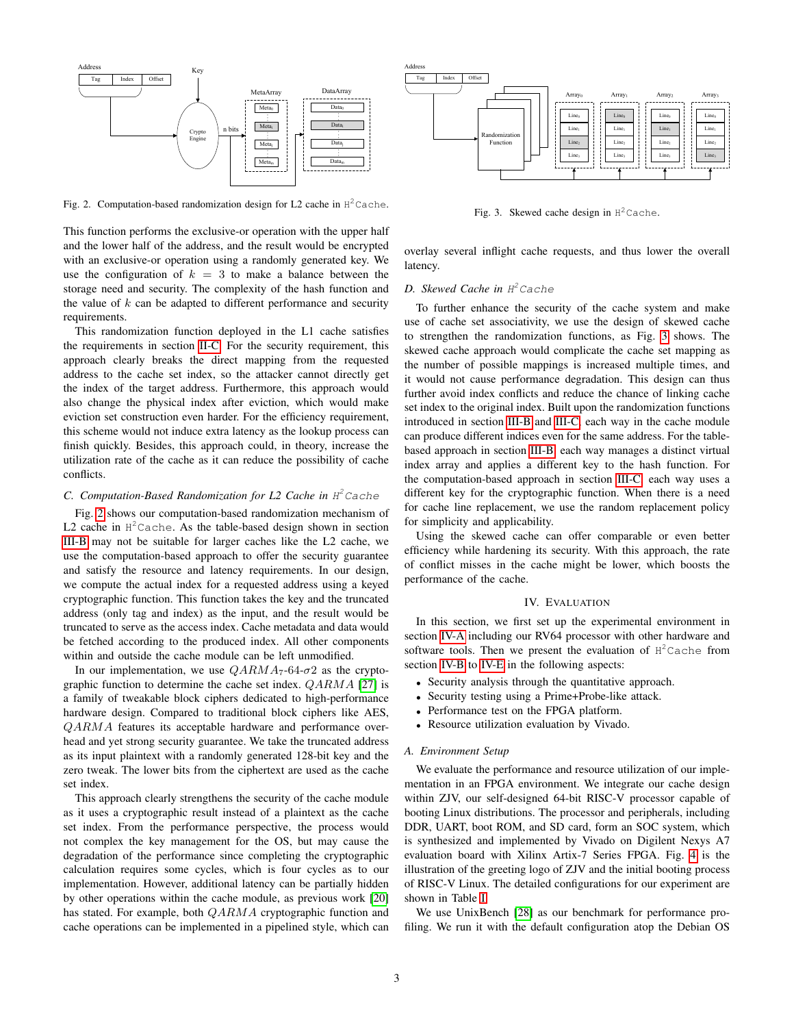Fig. 2. Computation-based randomization design for L2 cache in H²Cache.

Fig. 3. Skewed cache design in H²Cache.

This function performs the exclusive-or operation with the upper half and the lower half of the address, and the result would be encrypted with an exclusive-or operation using a randomly generated key. We use the configuration of $k = 3$ to make a balance between the storage need and security. The complexity of the hash function and the value of $k$ can be adapted to different performance and security requirements.

This randomization function deployed in the L1 cache satisfies the requirements in section II-C. For the security requirement, this approach clearly breaks the direct mapping from the requested address to the cache set index, so the attacker cannot directly get the index of the target address. Furthermore, this approach would also change the physical index after eviction, which would make eviction set construction even harder. For the efficiency requirement, this scheme would not induce extra latency as the lookup process can finish quickly. Besides, this approach could, in theory, increase the utilization rate of the cache as it can reduce the possibility of cache conflicts.

### C. Computation-Based Randomization for L2 Cache in H²Cache

Fig. 2 shows our computation-based randomization mechanism of L2 cache in H²Cache. As the table-based design shown in section III-B may not be suitable for larger caches like the L2 cache, we use the computation-based approach to offer the security guarantee and satisfy the resource and latency requirements. In our design, we compute the actual index for a requested address using a keyed cryptographic function. This function takes the key and the truncated address (only tag and index) as the input, and the result would be truncated to serve as the access index. Cache metadata and data would be fetched according to the produced index. All other components within and outside the cache module can be left unmodified.

In our implementation, we use $QARMA_7$-64-$\sigma 2$ as the cryptographic function to determine the cache set index. $QARMA$ [27] is a family of tweakable block ciphers dedicated to high-performance hardware design. Compared to traditional block ciphers like AES, $QARMA$ features its acceptable hardware and performance overhead and yet strong security guarantee. We take the truncated address as its input plaintext with a randomly generated 128-bit key and the zero tweak. The lower bits from the ciphertext are used as the cache set index.

This approach clearly strengthens the security of the cache module as it uses a cryptographic result instead of a plaintext as the cache set index. From the performance perspective, the process would not complex the key management for the OS, but may cause the degradation of the performance since completing the cryptographic calculation requires some cycles, which is four cycles as to our implementation. However, additional latency can be partially hidden by other operations within the cache module, as previous work [20] has stated. For example, both $QARMA$ cryptographic function and cache operations can be implemented in a pipelined style, which can overlay several inflight cache requests, and thus lower the overall latency.

### D. Skewed Cache in H²Cache

To further enhance the security of the cache system and make use of cache set associativity, we use the design of skewed cache to strengthen the randomization functions, as Fig. 3 shows. The skewed cache approach would complicate the cache set mapping as the number of possible mappings is increased multiple times, and it would not cause performance degradation. This design can thus further avoid index conflicts and reduce the chance of linking cache set index to the original index. Built upon the randomization functions introduced in section III-B and III-C, each way in the cache module can produce different indices even for the same address. For the table-based approach in section III-B, each way manages a distinct virtual index array and applies a different key to the hash function. For the computation-based approach in section III-C, each way uses a different key for the cryptographic function. When there is a need for cache line replacement, we use the random replacement policy for simplicity and applicability.

Using the skewed cache can offer comparable or even better efficiency while hardening its security. With this approach, the rate of conflict misses in the cache might be lower, which boosts the performance of the cache.

## IV. Evaluation

In this section, we first set up the experimental environment in section IV-A including our RV64 processor with other hardware and software tools. Then we present the evaluation of H²Cache from section IV-B to IV-E in the following aspects:

- Security analysis through the quantitative approach.
- Security testing using a Prime+Probe-like attack.
- Performance test on the FPGA platform.
- Resource utilization evaluation by Vivado.

### A. Environment Setup

We evaluate the performance and resource utilization of our implementation in an FPGA environment. We integrate our cache design within ZJV, our self-designed 64-bit RISC-V processor capable of booting Linux distributions. The processor and peripherals, including DDR, UART, boot ROM, and SD card, form an SOC system, which is synthesized and implemented by Vivado on Digilent Nexys A7 evaluation board with Xilinx Artix-7 Series FPGA. Fig. 4 is the illustration of the greeting logo of ZJV and the initial booting process of RISC-V Linux. The detailed configurations for our experiment are shown in Table I.

We use UnixBench [28] as our benchmark for performance profiling. We run it with the default configuration atop the Debian OS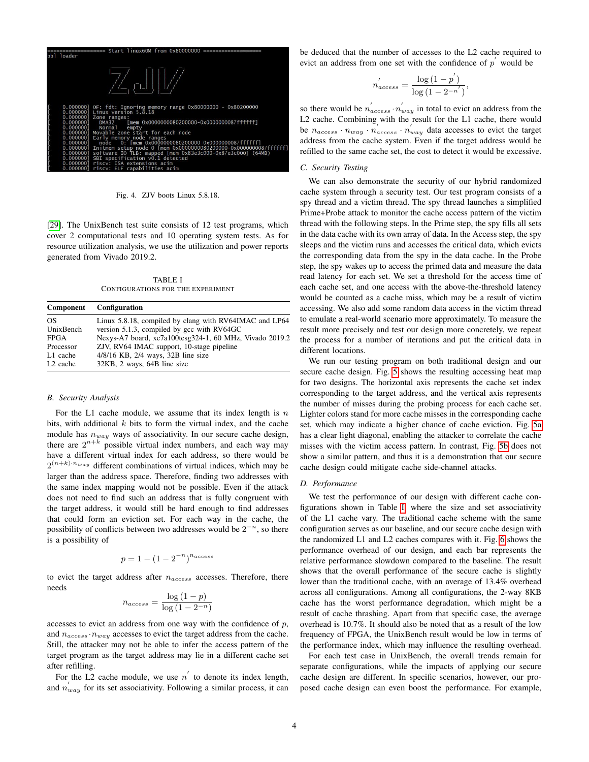Fig. 4. ZJV boots Linux 5.8.18.

[29]. The UnixBench test suite consists of 12 test programs, which cover 2 computational tests and 10 operating system tests. As for resource utilization analysis, we use the utilization and power reports generated from Vivado 2019.2.

TABLE I
CONFIGURATIONS FOR THE EXPERIMENT

| Component | Configuration |
|---|---|
| OS | Linux 5.8.18, compiled by clang with RV64IMAC and LP64 |
| UnixBench | version 5.1.3, compiled by gcc with RV64GC |
| FPGA | Nexys-A7 board, xc7a100tcsg324-1, 60 MHz, Vivado 2019.2 |
| Processor | ZJV, RV64 IMAC support, 10-stage pipeline |
| L1 cache | 4/8/16 KB, 2/4 ways, 32B line size |
| L2 cache | 32KB, 2 ways, 64B line size |

### B. Security Analysis

For the L1 cache module, we assume that its index length is $n$ bits, with additional $k$ bits to form the virtual index, and the cache module has $n_{way}$ ways of associativity. In our secure cache design, there are $2^{n+k}$ possible virtual index numbers, and each way may have a different virtual index for each address, so there would be $2^{(n+k)\cdot n_{way}}$ different combinations of virtual indices, which may be larger than the address space. Therefore, finding two addresses with the same index mapping would not be possible. Even if the attack does not need to find such an address that is fully congruent with the target address, it would still be hard enough to find addresses that could form an eviction set. For each way in the cache, the possibility of conflicts between two addresses would be $2^{-n}$, so there is a possibility of

$$p = 1 - (1 - 2^{-n})^{n_{access}}$$

to evict the target address after $n_{access}$ accesses. Therefore, there needs

$$n_{access} = \frac{\log(1-p)}{\log(1-2^{-n})}$$

accesses to evict an address from one way with the confidence of $p$, and $n_{access} \cdot n_{way}$ accesses to evict the target address from the cache. Still, the attacker may not be able to infer the access pattern of the target program as the target address may lie in a different cache set after refilling.

For the L2 cache module, we use $n'$ to denote its index length, and $n'_{way}$ for its set associativity. Following a similar process, it can be deduced that the number of accesses to the L2 cache required to evict an address from one set with the confidence of $p'$ would be

$$n'_{access} = \frac{\log(1-p')}{\log(1-2^{-n'})},$$

so there would be $n'_{access} \cdot n'_{way}$ in total to evict an address from the L2 cache. Combining with the result for the L1 cache, there would be $n_{access} \cdot n_{way} \cdot n'_{access} \cdot n'_{way}$ data accesses to evict the target address from the cache system. Even if the target address would be refilled to the same cache set, the cost to detect it would be excessive.

### C. Security Testing

We can also demonstrate the security of our hybrid randomized cache system through a security test. Our test program consists of a spy thread and a victim thread. The spy thread launches a simplified Prime+Probe attack to monitor the cache access pattern of the victim thread with the following steps. In the Prime step, the spy fills all sets in the data cache with its own array of data. In the Access step, the spy sleeps and the victim runs and accesses the critical data, which evicts the corresponding data from the spy in the data cache. In the Probe step, the spy wakes up to access the primed data and measure the data read latency for each set. We set a threshold for the access time of each cache set, and one access with the above-the-threshold latency would be counted as a cache miss, which may be a result of victim accessing. We also add some random data access in the victim thread to emulate a real-world scenario more approximately. To measure the result more precisely and test our design more concretely, we repeat the process for a number of iterations and put the critical data in different locations.

We run our testing program on both traditional design and our secure cache design. Fig. 5 shows the resulting accessing heat map for two designs. The horizontal axis represents the cache set index corresponding to the target address, and the vertical axis represents the number of misses during the probing process for each cache set. Lighter colors stand for more cache misses in the corresponding cache set, which may indicate a higher chance of cache eviction. Fig. 5a has a clear light diagonal, enabling the attacker to correlate the cache misses with the victim access pattern. In contrast, Fig. 5b does not show a similar pattern, and thus it is a demonstration that our secure cache design could mitigate cache side-channel attacks.

### D. Performance

We test the performance of our design with different cache configurations shown in Table I, where the size and set associativity of the L1 cache vary. The traditional cache scheme with the same configuration serves as our baseline, and our secure cache design with the randomized L1 and L2 caches compares with it. Fig. 6 shows the performance overhead of our design, and each bar represents the relative performance slowdown compared to the baseline. The result shows that the overall performance of the secure cache is slightly lower than the traditional cache, with an average of 13.4% overhead across all configurations. Among all configurations, the 2-way 8KB cache has the worst performance degradation, which might be a result of cache thrashing. Apart from that specific case, the average overhead is 10.7%. It should also be noted that as a result of the low frequency of FPGA, the UnixBench result would be low in terms of the performance index, which may influence the resulting overhead.

For each test case in UnixBench, the overall trends remain for separate configurations, while the impacts of applying our secure cache design are different. In specific scenarios, however, our proposed cache design can even boost the performance. For example,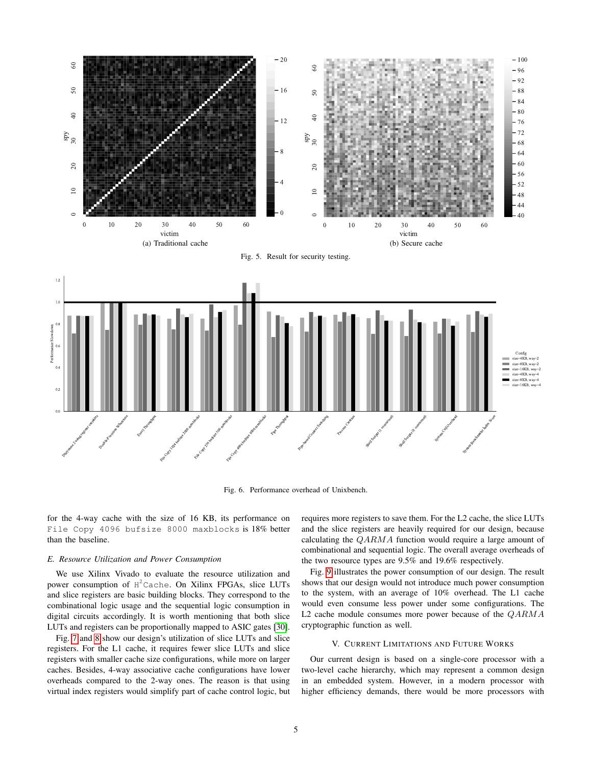Fig. 5. Result for security testing.

(a) Traditional cache

(b) Secure cache

Fig. 6. Performance overhead of Unixbench.

for the 4-way cache with the size of 16 KB, its performance on `File Copy 4096 bufsize 8000 maxblocks` is 18% better than the baseline.

### E. Resource Utilization and Power Consumption

We use Xilinx Vivado to evaluate the resource utilization and power consumption of $\texttt{H}^2\texttt{Cache}$. On Xilinx FPGAs, slice LUTs and slice registers are basic building blocks. They correspond to the combinational logic usage and the sequential logic consumption in digital circuits accordingly. It is worth mentioning that both slice LUTs and registers can be proportionally mapped to ASIC gates [30].

Fig. 7 and 8 show our design's utilization of slice LUTs and slice registers. For the L1 cache, it requires fewer slice LUTs and slice registers with smaller cache size configurations, while more on larger caches. Besides, 4-way associative cache configurations have lower overheads compared to the 2-way ones. The reason is that using virtual index registers would simplify part of cache control logic, but requires more registers to save them. For the L2 cache, the slice LUTs and the slice registers are heavily required for our design, because calculating the $QARMA$ function would require a large amount of combinational and sequential logic. The overall average overheads of the two resource types are 9.5% and 19.6% respectively.

Fig. 9 illustrates the power consumption of our design. The result shows that our design would not introduce much power consumption to the system, with an average of 10% overhead. The L1 cache would even consume less power under some configurations. The L2 cache module consumes more power because of the $QARMA$ cryptographic function as well.

## V. Current Limitations and Future Works

Our current design is based on a single-core processor with a two-level cache hierarchy, which may represent a common design in an embedded system. However, in a modern processor with higher efficiency demands, there would be more processors with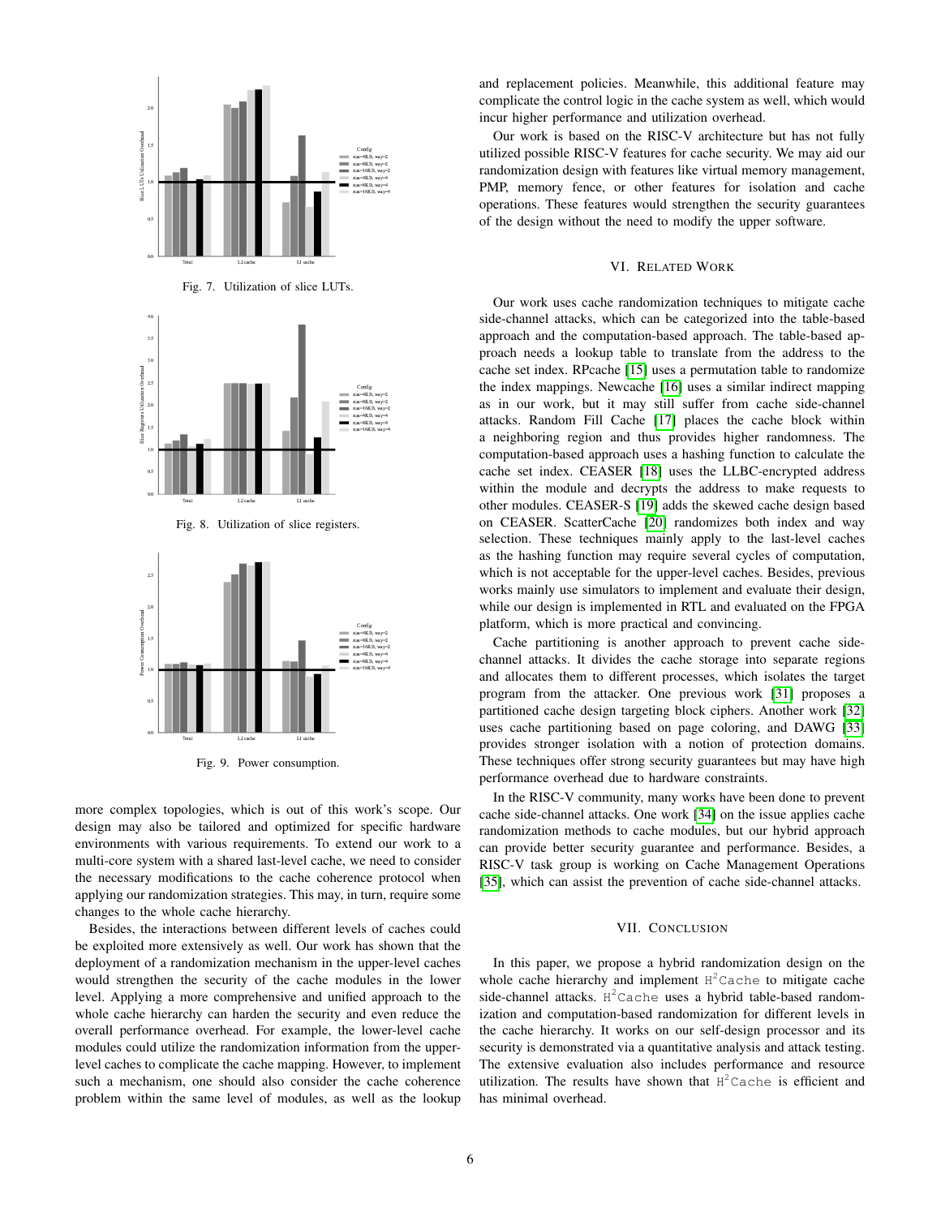Fig. 7. Utilization of slice LUTs.

Fig. 8. Utilization of slice registers.

Fig. 9. Power consumption.

more complex topologies, which is out of this work's scope. Our design may also be tailored and optimized for specific hardware environments with various requirements. To extend our work to a multi-core system with a shared last-level cache, we need to consider the necessary modifications to the cache coherence protocol when applying our randomization strategies. This may, in turn, require some changes to the whole cache hierarchy.

Besides, the interactions between different levels of caches could be exploited more extensively as well. Our work has shown that the deployment of a randomization mechanism in the upper-level caches would strengthen the security of the cache modules in the lower level. Applying a more comprehensive and unified approach to the whole cache hierarchy can harden the security and even reduce the overall performance overhead. For example, the lower-level cache modules could utilize the randomization information from the upper-level caches to complicate the cache mapping. However, to implement such a mechanism, one should also consider the cache coherence problem within the same level of modules, as well as the lookup and replacement policies. Meanwhile, this additional feature may complicate the control logic in the cache system as well, which would incur higher performance and utilization overhead.

Our work is based on the RISC-V architecture but has not fully utilized possible RISC-V features for cache security. We may aid our randomization design with features like virtual memory management, PMP, memory fence, or other features for isolation and cache operations. These features would strengthen the security guarantees of the design without the need to modify the upper software.

## VI. Related Work

Our work uses cache randomization techniques to mitigate cache side-channel attacks, which can be categorized into the table-based approach and the computation-based approach. The table-based approach needs a lookup table to translate from the address to the cache set index. RPcache [15] uses a permutation table to randomize the index mappings. Newcache [16] uses a similar indirect mapping as in our work, but it may still suffer from cache side-channel attacks. Random Fill Cache [17] places the cache block within a neighboring region and thus provides higher randomness. The computation-based approach uses a hashing function to calculate the cache set index. CEASER [18] uses the LLBC-encrypted address within the module and decrypts the address to make requests to other modules. CEASER-S [19] adds the skewed cache design based on CEASER. ScatterCache [20] randomizes both index and way selection. These techniques mainly apply to the last-level caches as the hashing function may require several cycles of computation, which is not acceptable for the upper-level caches. Besides, previous works mainly use simulators to implement and evaluate their design, while our design is implemented in RTL and evaluated on the FPGA platform, which is more practical and convincing.

Cache partitioning is another approach to prevent cache side-channel attacks. It divides the cache storage into separate regions and allocates them to different processes, which isolates the target program from the attacker. One previous work [31] proposes a partitioned cache design targeting block ciphers. Another work [32] uses cache partitioning based on page coloring, and DAWG [33] provides stronger isolation with a notion of protection domains. These techniques offer strong security guarantees but may have high performance overhead due to hardware constraints.

In the RISC-V community, many works have been done to prevent cache side-channel attacks. One work [34] on the issue applies cache randomization methods to cache modules, but our hybrid approach can provide better security guarantee and performance. Besides, a RISC-V task group is working on Cache Management Operations [35], which can assist the prevention of cache side-channel attacks.

## VII. Conclusion

In this paper, we propose a hybrid randomization design on the whole cache hierarchy and implement $\text{H}^2$Cache to mitigate cache side-channel attacks. $\text{H}^2$Cache uses a hybrid table-based randomization and computation-based randomization for different levels in the cache hierarchy. It works on our self-design processor and its security is demonstrated via a quantitative analysis and attack testing. The extensive evaluation also includes performance and resource utilization. The results have shown that $\text{H}^2$Cache is efficient and has minimal overhead.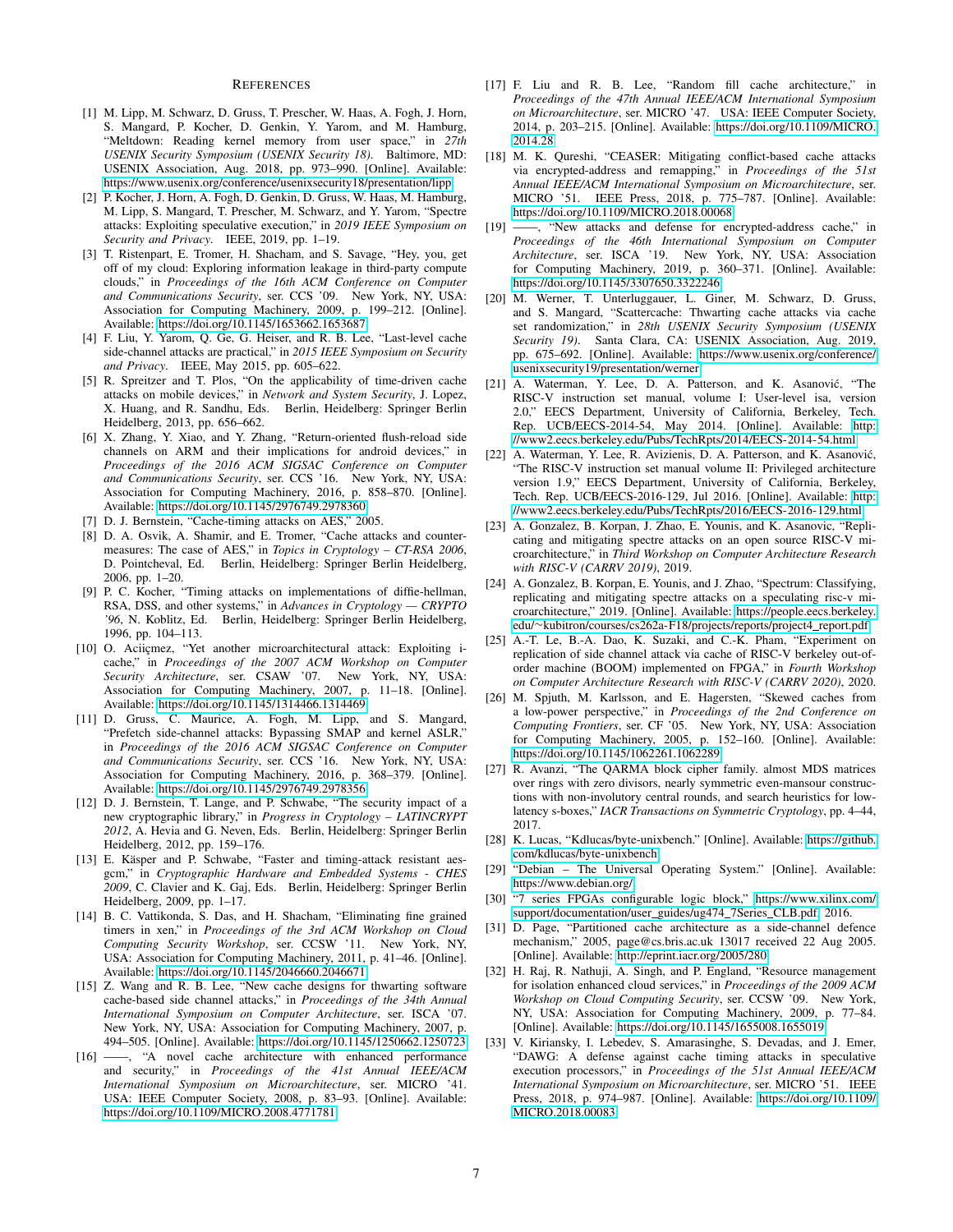## References

[1] M. Lipp, M. Schwarz, D. Gruss, T. Prescher, W. Haas, A. Fogh, J. Horn, S. Mangard, P. Kocher, D. Genkin, Y. Yarom, and M. Hamburg, "Meltdown: Reading kernel memory from user space," in *27th USENIX Security Symposium (USENIX Security 18)*. Baltimore, MD: USENIX Association, Aug. 2018, pp. 973–990. [Online]. Available: https://www.usenix.org/conference/usenixsecurity18/presentation/lipp

[2] P. Kocher, J. Horn, A. Fogh, D. Genkin, D. Gruss, W. Haas, M. Hamburg, M. Lipp, S. Mangard, T. Prescher, M. Schwarz, and Y. Yarom, "Spectre attacks: Exploiting speculative execution," in *2019 IEEE Symposium on Security and Privacy*. IEEE, 2019, pp. 1–19.

[3] T. Ristenpart, E. Tromer, H. Shacham, and S. Savage, "Hey, you, get off of my cloud: Exploring information leakage in third-party compute clouds," in *Proceedings of the 16th ACM Conference on Computer and Communications Security*, ser. CCS '09. New York, NY, USA: Association for Computing Machinery, 2009, p. 199–212. [Online]. Available: https://doi.org/10.1145/1653662.1653687

[4] F. Liu, Y. Yarom, Q. Ge, G. Heiser, and R. B. Lee, "Last-level cache side-channel attacks are practical," in *2015 IEEE Symposium on Security and Privacy*. IEEE, May 2015, pp. 605–622.

[5] R. Spreitzer and T. Plos, "On the applicability of time-driven cache attacks on mobile devices," in *Network and System Security*, J. Lopez, X. Huang, and R. Sandhu, Eds. Berlin, Heidelberg: Springer Berlin Heidelberg, 2013, pp. 656–662.

[6] X. Zhang, Y. Xiao, and Y. Zhang, "Return-oriented flush-reload side channels on ARM and their implications for android devices," in *Proceedings of the 2016 ACM SIGSAC Conference on Computer and Communications Security*, ser. CCS '16. New York, NY, USA: Association for Computing Machinery, 2016, p. 858–870. [Online]. Available: https://doi.org/10.1145/2976749.2978360

[7] D. J. Bernstein, "Cache-timing attacks on AES," 2005.

[8] D. A. Osvik, A. Shamir, and E. Tromer, "Cache attacks and countermeasures: The case of AES," in *Topics in Cryptology – CT-RSA 2006*, D. Pointcheval, Ed. Berlin, Heidelberg: Springer Berlin Heidelberg, 2006, pp. 1–20.

[9] P. C. Kocher, "Timing attacks on implementations of diffie-hellman, RSA, DSS, and other systems," in *Advances in Cryptology — CRYPTO '96*, N. Koblitz, Ed. Berlin, Heidelberg: Springer Berlin Heidelberg, 1996, pp. 104–113.

[10] O. Aciiçmez, "Yet another microarchitectural attack: Exploiting i-cache," in *Proceedings of the 2007 ACM Workshop on Computer Security Architecture*, ser. CSAW '07. New York, NY, USA: Association for Computing Machinery, 2007, p. 11–18. [Online]. Available: https://doi.org/10.1145/1314466.1314469

[11] D. Gruss, C. Maurice, A. Fogh, M. Lipp, and S. Mangard, "Prefetch side-channel attacks: Bypassing SMAP and kernel ASLR," in *Proceedings of the 2016 ACM SIGSAC Conference on Computer and Communications Security*, ser. CCS '16. New York, NY, USA: Association for Computing Machinery, 2016, p. 368–379. [Online]. Available: https://doi.org/10.1145/2976749.2978356

[12] D. J. Bernstein, T. Lange, and P. Schwabe, "The security impact of a new cryptographic library," in *Progress in Cryptology – LATINCRYPT 2012*, A. Hevia and G. Neven, Eds. Berlin, Heidelberg: Springer Berlin Heidelberg, 2012, pp. 159–176.

[13] E. Käsper and P. Schwabe, "Faster and timing-attack resistant aes-gcm," in *Cryptographic Hardware and Embedded Systems - CHES 2009*, C. Clavier and K. Gaj, Eds. Berlin, Heidelberg: Springer Berlin Heidelberg, 2009, pp. 1–17.

[14] B. C. Vattikonda, S. Das, and H. Shacham, "Eliminating fine grained timers in xen," in *Proceedings of the 3rd ACM Workshop on Cloud Computing Security Workshop*, ser. CCSW '11. New York, NY, USA: Association for Computing Machinery, 2011, p. 41–46. [Online]. Available: https://doi.org/10.1145/2046660.2046671

[15] Z. Wang and R. B. Lee, "New cache designs for thwarting software cache-based side channel attacks," in *Proceedings of the 34th Annual International Symposium on Computer Architecture*, ser. ISCA '07. New York, NY, USA: Association for Computing Machinery, 2007, p. 494–505. [Online]. Available: https://doi.org/10.1145/1250662.1250723

[16] ——, "A novel cache architecture with enhanced performance and security," in *Proceedings of the 41st Annual IEEE/ACM International Symposium on Microarchitecture*, ser. MICRO '41. USA: IEEE Computer Society, 2008, p. 83–93. [Online]. Available: https://doi.org/10.1109/MICRO.2008.4771781

[17] F. Liu and R. B. Lee, "Random fill cache architecture," in *Proceedings of the 47th Annual IEEE/ACM International Symposium on Microarchitecture*, ser. MICRO '47. USA: IEEE Computer Society, 2014, p. 203–215. [Online]. Available: https://doi.org/10.1109/MICRO.2014.28

[18] M. K. Qureshi, "CEASER: Mitigating conflict-based cache attacks via encrypted-address and remapping," in *Proceedings of the 51st Annual IEEE/ACM International Symposium on Microarchitecture*, ser. MICRO '51. IEEE Press, 2018, p. 775–787. [Online]. Available: https://doi.org/10.1109/MICRO.2018.00068

[19] ——, "New attacks and defense for encrypted-address cache," in *Proceedings of the 46th International Symposium on Computer Architecture*, ser. ISCA '19. New York, NY, USA: Association for Computing Machinery, 2019, p. 360–371. [Online]. Available: https://doi.org/10.1145/3307650.3322246

[20] M. Werner, T. Unterluggauer, L. Giner, M. Schwarz, D. Gruss, and S. Mangard, "Scattercache: Thwarting cache attacks via cache set randomization," in *28th USENIX Security Symposium (USENIX Security 19)*. Santa Clara, CA: USENIX Association, Aug. 2019, pp. 675–692. [Online]. Available: https://www.usenix.org/conference/usenixsecurity19/presentation/werner

[21] A. Waterman, Y. Lee, D. A. Patterson, and K. Asanović, "The RISC-V instruction set manual, volume I: User-level isa, version 2.0," EECS Department, University of California, Berkeley, Tech. Rep. UCB/EECS-2014-54, May 2014. [Online]. Available: http://www2.eecs.berkeley.edu/Pubs/TechRpts/2014/EECS-2014-54.html

[22] A. Waterman, Y. Lee, R. Avizienis, D. A. Patterson, and K. Asanović, "The RISC-V instruction set manual volume II: Privileged architecture version 1.9," EECS Department, University of California, Berkeley, Tech. Rep. UCB/EECS-2016-129, Jul 2016. [Online]. Available: http://www2.eecs.berkeley.edu/Pubs/TechRpts/2016/EECS-2016-129.html

[23] A. Gonzalez, B. Korpan, J. Zhao, E. Younis, and K. Asanovic, "Replicating and mitigating spectre attacks on an open source RISC-V microarchitecture," in *Third Workshop on Computer Architecture Research with RISC-V (CARRV 2019)*, 2019.

[24] A. Gonzalez, B. Korpan, E. Younis, and J. Zhao, "Spectrum: Classifying, replicating and mitigating spectre attacks on a speculating risc-v microarchitecture," 2019. [Online]. Available: https://people.eecs.berkeley.edu/~kubitron/courses/cs262a-F18/projects/reports/project4_report.pdf

[25] A.-T. Le, B.-A. Dao, K. Suzaki, and C.-K. Pham, "Experiment on replication of side channel attack via cache of RISC-V berkeley out-of-order machine (BOOM) implemented on FPGA," in *Fourth Workshop on Computer Architecture Research with RISC-V (CARRV 2020)*, 2020.

[26] M. Spjuth, M. Karlsson, and E. Hagersten, "Skewed caches from a low-power perspective," in *Proceedings of the 2nd Conference on Computing Frontiers*, ser. CF '05. New York, NY, USA: Association for Computing Machinery, 2005, p. 152–160. [Online]. Available: https://doi.org/10.1145/1062261.1062289

[27] R. Avanzi, "The QARMA block cipher family. almost MDS matrices over rings with zero divisors, nearly symmetric even-mansour constructions with non-involutory central rounds, and search heuristics for low-latency s-boxes," *IACR Transactions on Symmetric Cryptology*, pp. 4–44, 2017.

[28] K. Lucas, "Kdlucas/byte-unixbench." [Online]. Available: https://github.com/kdlucas/byte-unixbench

[29] "Debian – The Universal Operating System." [Online]. Available: https://www.debian.org/

[30] "7 series FPGAs configurable logic block," https://www.xilinx.com/support/documentation/user_guides/ug474_7Series_CLB.pdf, 2016.

[31] D. Page, "Partitioned cache architecture as a side-channel defence mechanism," 2005, page@cs.bris.ac.uk 13017 received 22 Aug 2005. [Online]. Available: http://eprint.iacr.org/2005/280

[32] H. Raj, R. Nathuji, A. Singh, and P. England, "Resource management for isolation enhanced cloud services," in *Proceedings of the 2009 ACM Workshop on Cloud Computing Security*, ser. CCSW '09. New York, NY, USA: Association for Computing Machinery, 2009, p. 77–84. [Online]. Available: https://doi.org/10.1145/1655008.1655019

[33] V. Kiriansky, I. Lebedev, S. Amarasinghe, S. Devadas, and J. Emer, "DAWG: A defense against cache timing attacks in speculative execution processors," in *Proceedings of the 51st Annual IEEE/ACM International Symposium on Microarchitecture*, ser. MICRO '51. IEEE Press, 2018, p. 974–987. [Online]. Available: https://doi.org/10.1109/MICRO.2018.00083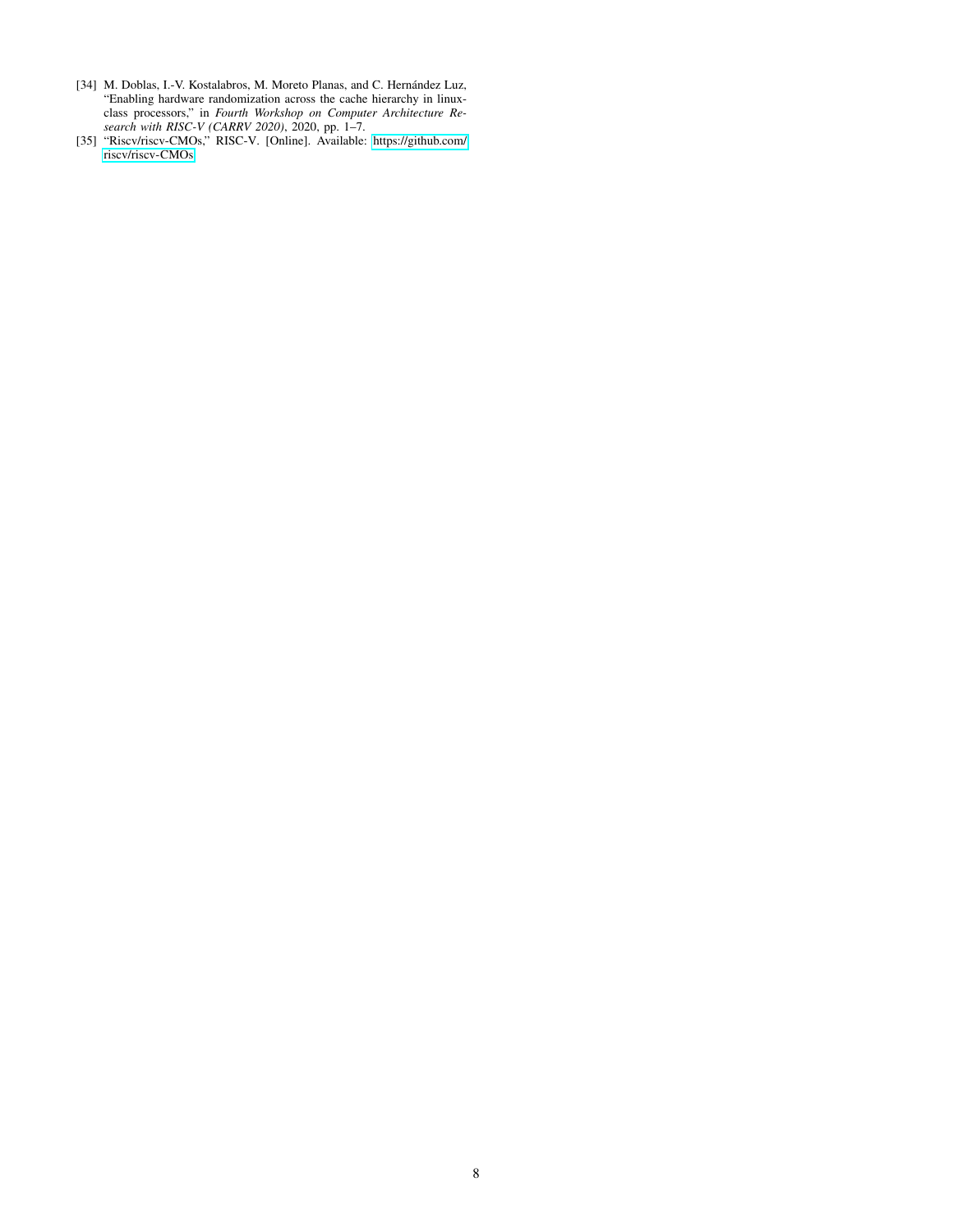[34] M. Doblas, I.-V. Kostalabros, M. Moreto Planas, and C. Hernández Luz, "Enabling hardware randomization across the cache hierarchy in linux-class processors," in *Fourth Workshop on Computer Architecture Research with RISC-V (CARRV 2020)*, 2020, pp. 1–7.

[35] "Riscv/riscv-CMOs," RISC-V. [Online]. Available: https://github.com/riscv/riscv-CMOs